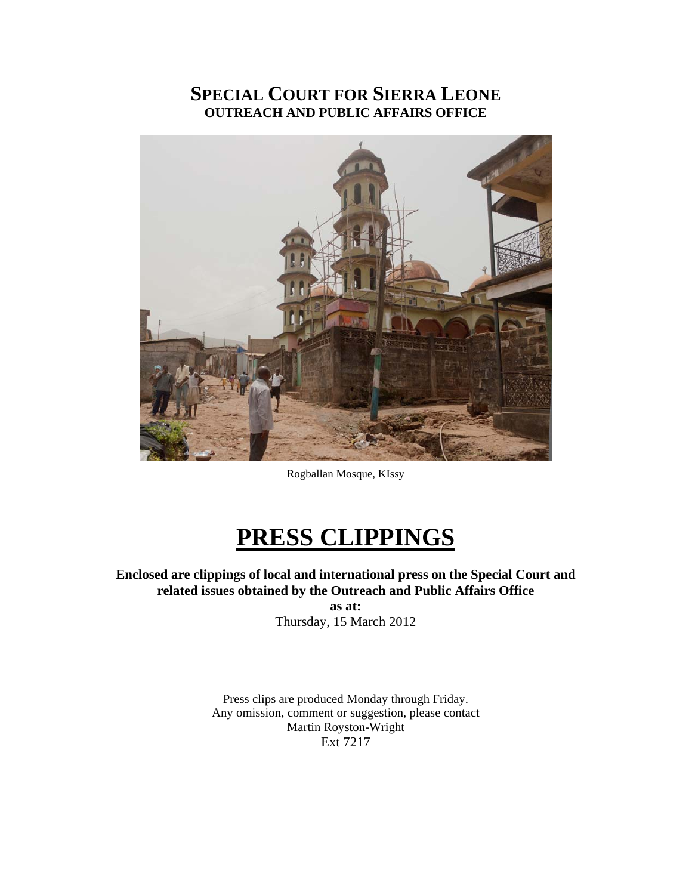# SPECIAL COURT FOR SIERRA LEONE
## OUTREACH AND PUBLIC AFFAIRS OFFICE

Rogballan Mosque, KIssy

# PRESS CLIPPINGS

**Enclosed are clippings of local and international press on the Special Court and related issues obtained by the Outreach and Public Affairs Office**

**as at:**

Thursday, 15 March 2012

Press clips are produced Monday through Friday.
Any omission, comment or suggestion, please contact
Martin Royston-Wright
Ext 7217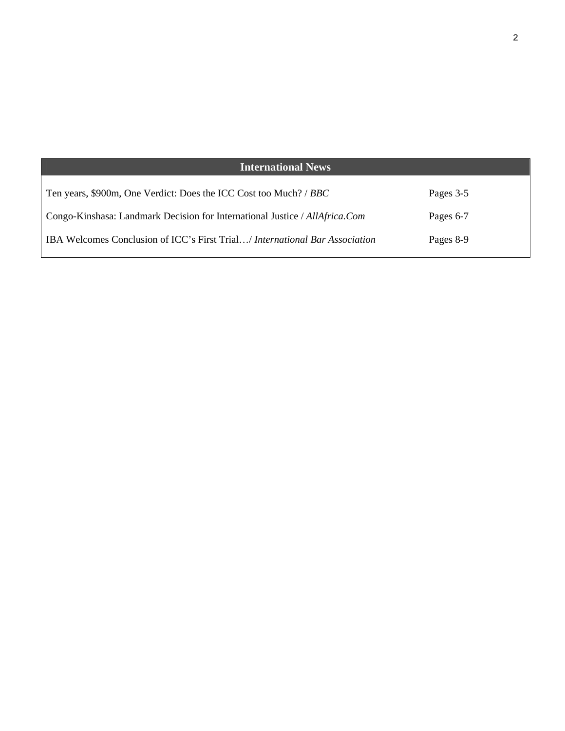| International News | |
|---|---|
| Ten years, $900m, One Verdict: Does the ICC Cost too Much? / *BBC* | Pages 3-5 |
| Congo-Kinshasa: Landmark Decision for International Justice / *AllAfrica.Com* | Pages 6-7 |
| IBA Welcomes Conclusion of ICC's First Trial…/ *International Bar Association* | Pages 8-9 |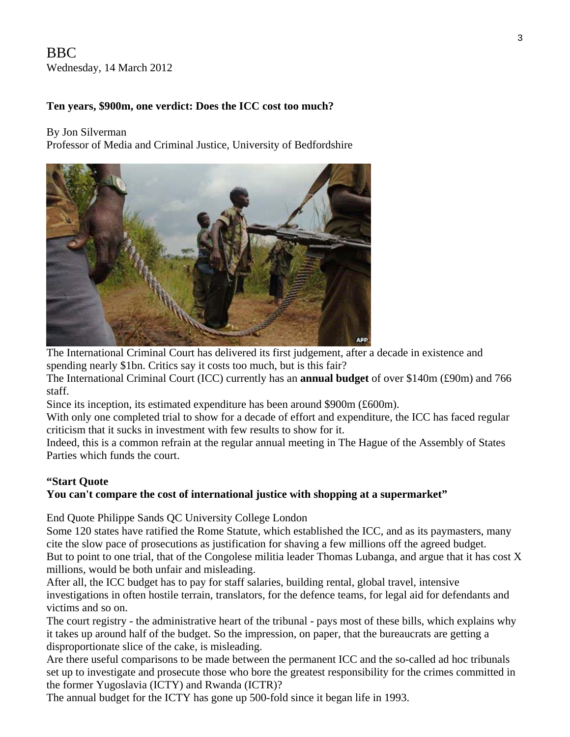BBC

Wednesday, 14 March 2012

**Ten years, $900m, one verdict: Does the ICC cost too much?**

By Jon Silverman

Professor of Media and Criminal Justice, University of Bedfordshire

The International Criminal Court has delivered its first judgement, after a decade in existence and spending nearly $1bn. Critics say it costs too much, but is this fair?

The International Criminal Court (ICC) currently has an **annual budget** of over $140m (£90m) and 766 staff.

Since its inception, its estimated expenditure has been around $900m (£600m).

With only one completed trial to show for a decade of effort and expenditure, the ICC has faced regular criticism that it sucks in investment with few results to show for it.

Indeed, this is a common refrain at the regular annual meeting in The Hague of the Assembly of States Parties which funds the court.

**"Start Quote**
**You can't compare the cost of international justice with shopping at a supermarket"**

End Quote Philippe Sands QC University College London

Some 120 states have ratified the Rome Statute, which established the ICC, and as its paymasters, many cite the slow pace of prosecutions as justification for shaving a few millions off the agreed budget.

But to point to one trial, that of the Congolese militia leader Thomas Lubanga, and argue that it has cost X millions, would be both unfair and misleading.

After all, the ICC budget has to pay for staff salaries, building rental, global travel, intensive investigations in often hostile terrain, translators, for the defence teams, for legal aid for defendants and victims and so on.

The court registry - the administrative heart of the tribunal - pays most of these bills, which explains why it takes up around half of the budget. So the impression, on paper, that the bureaucrats are getting a disproportionate slice of the cake, is misleading.

Are there useful comparisons to be made between the permanent ICC and the so-called ad hoc tribunals set up to investigate and prosecute those who bore the greatest responsibility for the crimes committed in the former Yugoslavia (ICTY) and Rwanda (ICTR)?

The annual budget for the ICTY has gone up 500-fold since it began life in 1993.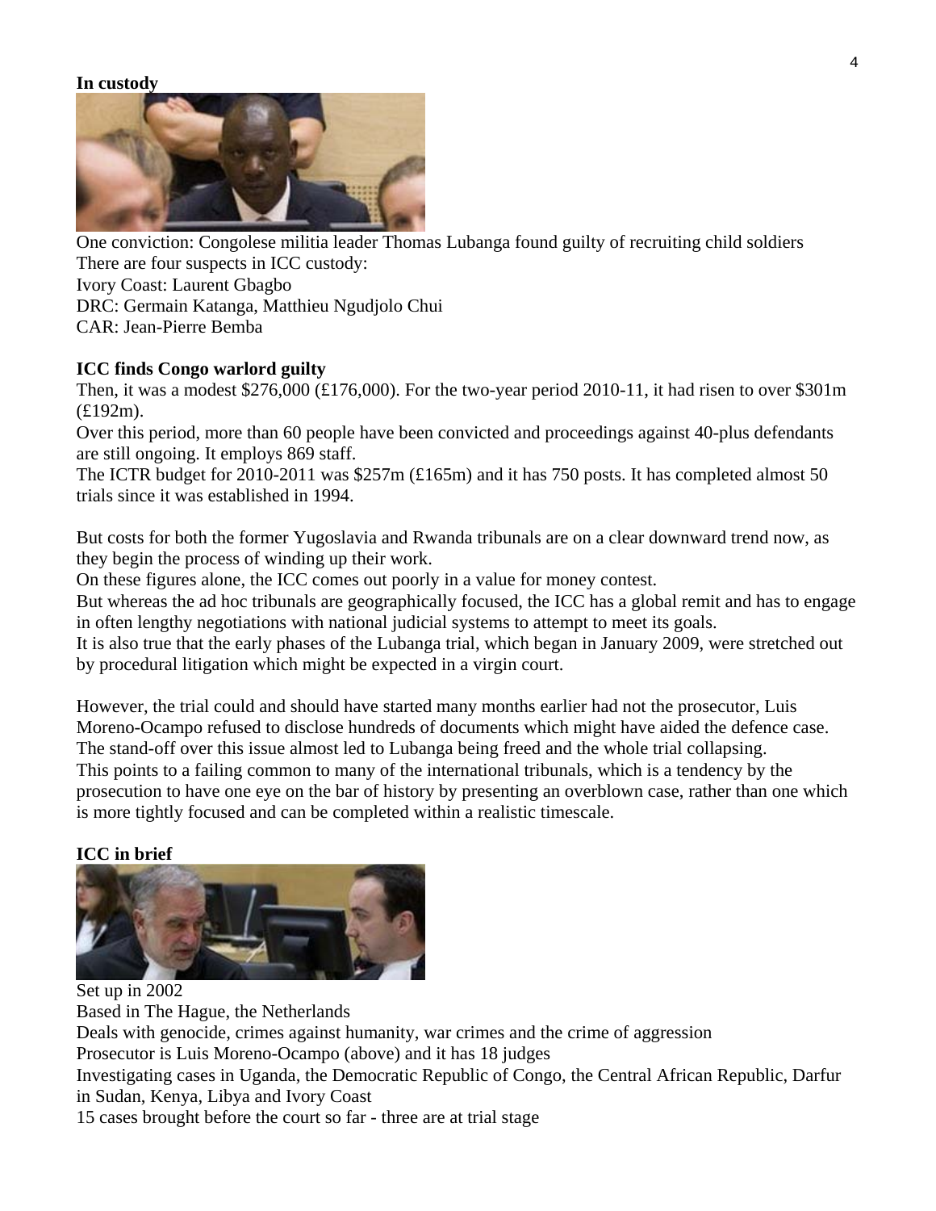**In custody**

One conviction: Congolese militia leader Thomas Lubanga found guilty of recruiting child soldiers
There are four suspects in ICC custody:
Ivory Coast: Laurent Gbagbo
DRC: Germain Katanga, Matthieu Ngudjolo Chui
CAR: Jean-Pierre Bemba

**ICC finds Congo warlord guilty**

Then, it was a modest $276,000 (£176,000). For the two-year period 2010-11, it had risen to over $301m (£192m).
Over this period, more than 60 people have been convicted and proceedings against 40-plus defendants are still ongoing. It employs 869 staff.
The ICTR budget for 2010-2011 was $257m (£165m) and it has 750 posts. It has completed almost 50 trials since it was established in 1994.

But costs for both the former Yugoslavia and Rwanda tribunals are on a clear downward trend now, as they begin the process of winding up their work.
On these figures alone, the ICC comes out poorly in a value for money contest.
But whereas the ad hoc tribunals are geographically focused, the ICC has a global remit and has to engage in often lengthy negotiations with national judicial systems to attempt to meet its goals.
It is also true that the early phases of the Lubanga trial, which began in January 2009, were stretched out by procedural litigation which might be expected in a virgin court.

However, the trial could and should have started many months earlier had not the prosecutor, Luis Moreno-Ocampo refused to disclose hundreds of documents which might have aided the defence case.
The stand-off over this issue almost led to Lubanga being freed and the whole trial collapsing.
This points to a failing common to many of the international tribunals, which is a tendency by the prosecution to have one eye on the bar of history by presenting an overblown case, rather than one which is more tightly focused and can be completed within a realistic timescale.

**ICC in brief**

Set up in 2002
Based in The Hague, the Netherlands
Deals with genocide, crimes against humanity, war crimes and the crime of aggression
Prosecutor is Luis Moreno-Ocampo (above) and it has 18 judges
Investigating cases in Uganda, the Democratic Republic of Congo, the Central African Republic, Darfur in Sudan, Kenya, Libya and Ivory Coast
15 cases brought before the court so far - three are at trial stage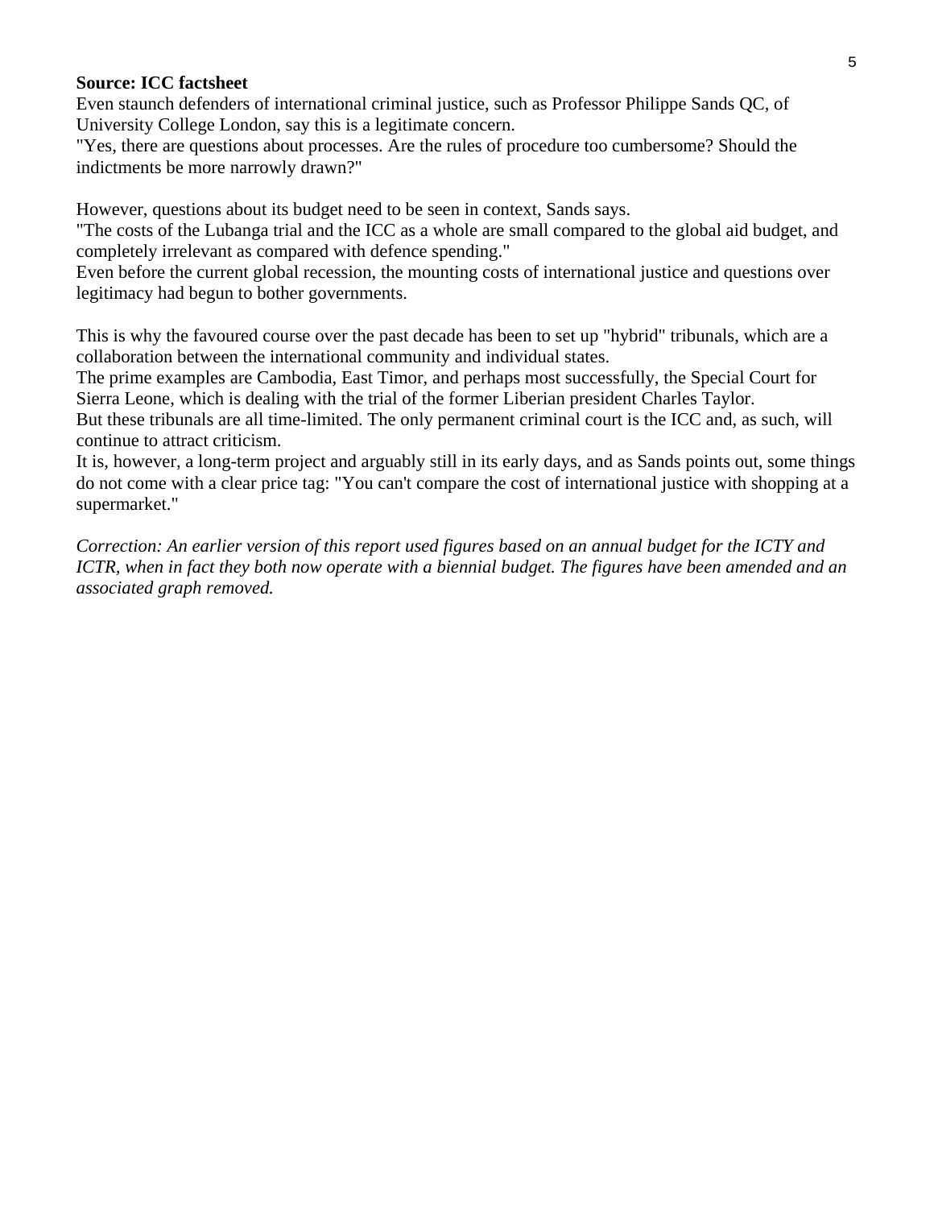**Source: ICC factsheet**

Even staunch defenders of international criminal justice, such as Professor Philippe Sands QC, of University College London, say this is a legitimate concern.

"Yes, there are questions about processes. Are the rules of procedure too cumbersome? Should the indictments be more narrowly drawn?"

However, questions about its budget need to be seen in context, Sands says.

"The costs of the Lubanga trial and the ICC as a whole are small compared to the global aid budget, and completely irrelevant as compared with defence spending."

Even before the current global recession, the mounting costs of international justice and questions over legitimacy had begun to bother governments.

This is why the favoured course over the past decade has been to set up "hybrid" tribunals, which are a collaboration between the international community and individual states.

The prime examples are Cambodia, East Timor, and perhaps most successfully, the Special Court for Sierra Leone, which is dealing with the trial of the former Liberian president Charles Taylor.

But these tribunals are all time-limited. The only permanent criminal court is the ICC and, as such, will continue to attract criticism.

It is, however, a long-term project and arguably still in its early days, and as Sands points out, some things do not come with a clear price tag: "You can't compare the cost of international justice with shopping at a supermarket."

*Correction: An earlier version of this report used figures based on an annual budget for the ICTY and ICTR, when in fact they both now operate with a biennial budget. The figures have been amended and an associated graph removed.*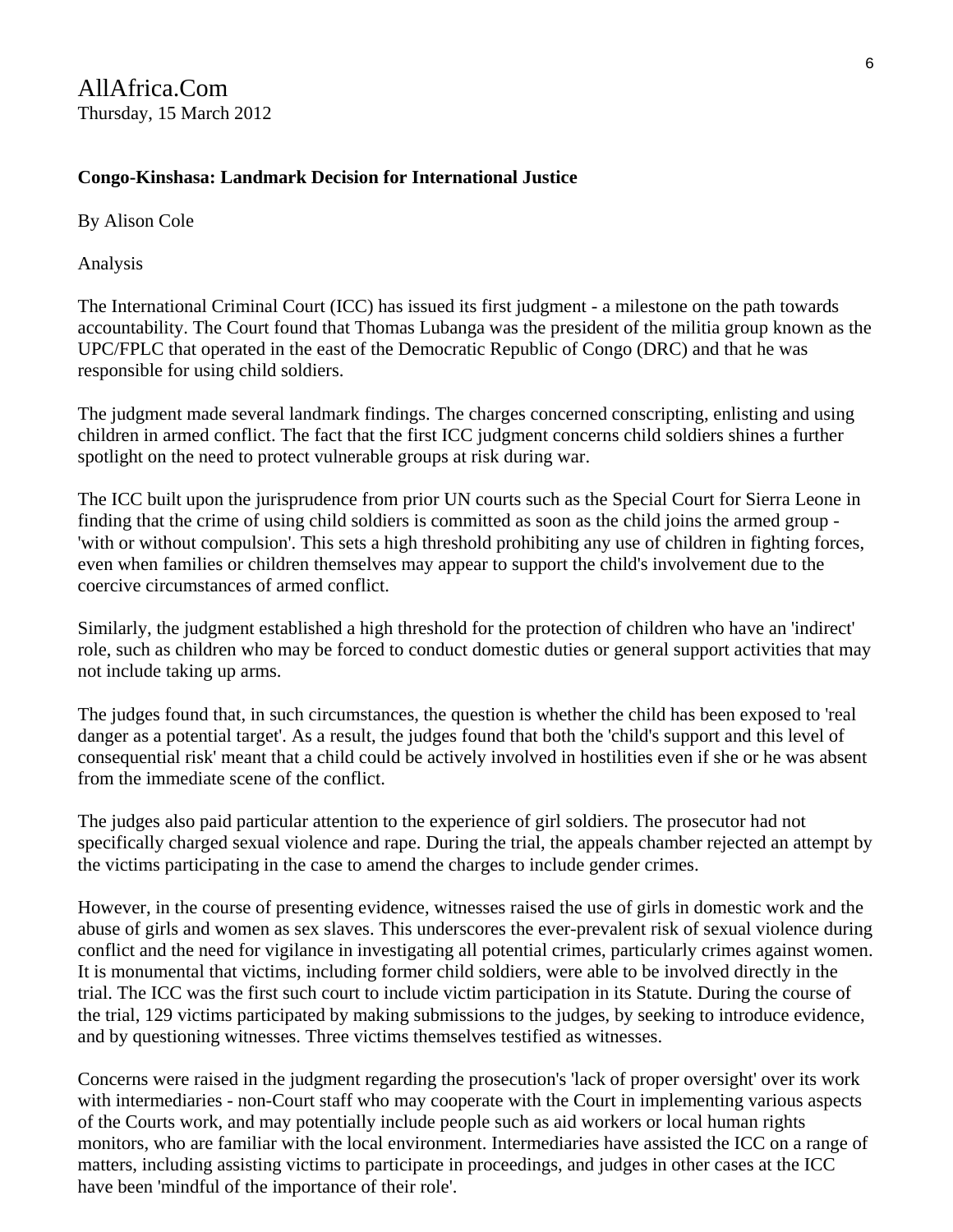AllAfrica.Com
Thursday, 15 March 2012

**Congo-Kinshasa: Landmark Decision for International Justice**

By Alison Cole

Analysis

The International Criminal Court (ICC) has issued its first judgment - a milestone on the path towards accountability. The Court found that Thomas Lubanga was the president of the militia group known as the UPC/FPLC that operated in the east of the Democratic Republic of Congo (DRC) and that he was responsible for using child soldiers.

The judgment made several landmark findings. The charges concerned conscripting, enlisting and using children in armed conflict. The fact that the first ICC judgment concerns child soldiers shines a further spotlight on the need to protect vulnerable groups at risk during war.

The ICC built upon the jurisprudence from prior UN courts such as the Special Court for Sierra Leone in finding that the crime of using child soldiers is committed as soon as the child joins the armed group - 'with or without compulsion'. This sets a high threshold prohibiting any use of children in fighting forces, even when families or children themselves may appear to support the child's involvement due to the coercive circumstances of armed conflict.

Similarly, the judgment established a high threshold for the protection of children who have an 'indirect' role, such as children who may be forced to conduct domestic duties or general support activities that may not include taking up arms.

The judges found that, in such circumstances, the question is whether the child has been exposed to 'real danger as a potential target'. As a result, the judges found that both the 'child's support and this level of consequential risk' meant that a child could be actively involved in hostilities even if she or he was absent from the immediate scene of the conflict.

The judges also paid particular attention to the experience of girl soldiers. The prosecutor had not specifically charged sexual violence and rape. During the trial, the appeals chamber rejected an attempt by the victims participating in the case to amend the charges to include gender crimes.

However, in the course of presenting evidence, witnesses raised the use of girls in domestic work and the abuse of girls and women as sex slaves. This underscores the ever-prevalent risk of sexual violence during conflict and the need for vigilance in investigating all potential crimes, particularly crimes against women. It is monumental that victims, including former child soldiers, were able to be involved directly in the trial. The ICC was the first such court to include victim participation in its Statute. During the course of the trial, 129 victims participated by making submissions to the judges, by seeking to introduce evidence, and by questioning witnesses. Three victims themselves testified as witnesses.

Concerns were raised in the judgment regarding the prosecution's 'lack of proper oversight' over its work with intermediaries - non-Court staff who may cooperate with the Court in implementing various aspects of the Courts work, and may potentially include people such as aid workers or local human rights monitors, who are familiar with the local environment. Intermediaries have assisted the ICC on a range of matters, including assisting victims to participate in proceedings, and judges in other cases at the ICC have been 'mindful of the importance of their role'.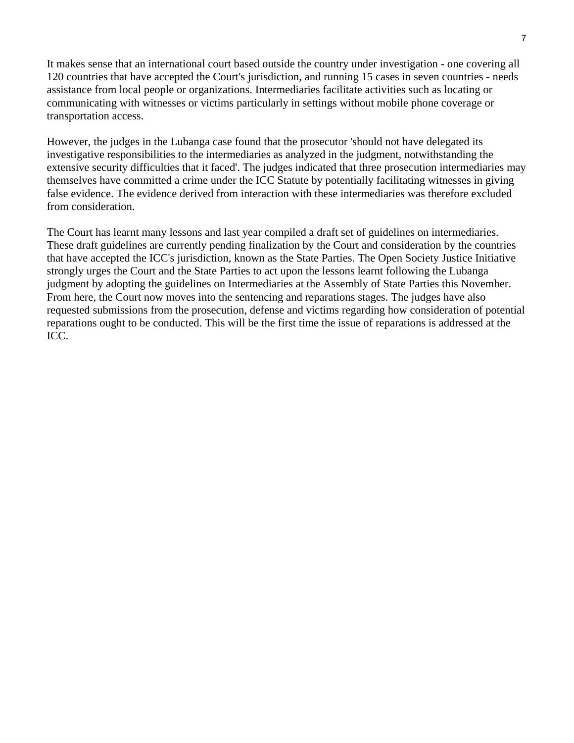It makes sense that an international court based outside the country under investigation - one covering all 120 countries that have accepted the Court's jurisdiction, and running 15 cases in seven countries - needs assistance from local people or organizations. Intermediaries facilitate activities such as locating or communicating with witnesses or victims particularly in settings without mobile phone coverage or transportation access.

However, the judges in the Lubanga case found that the prosecutor 'should not have delegated its investigative responsibilities to the intermediaries as analyzed in the judgment, notwithstanding the extensive security difficulties that it faced'. The judges indicated that three prosecution intermediaries may themselves have committed a crime under the ICC Statute by potentially facilitating witnesses in giving false evidence. The evidence derived from interaction with these intermediaries was therefore excluded from consideration.

The Court has learnt many lessons and last year compiled a draft set of guidelines on intermediaries. These draft guidelines are currently pending finalization by the Court and consideration by the countries that have accepted the ICC's jurisdiction, known as the State Parties. The Open Society Justice Initiative strongly urges the Court and the State Parties to act upon the lessons learnt following the Lubanga judgment by adopting the guidelines on Intermediaries at the Assembly of State Parties this November. From here, the Court now moves into the sentencing and reparations stages. The judges have also requested submissions from the prosecution, defense and victims regarding how consideration of potential reparations ought to be conducted. This will be the first time the issue of reparations is addressed at the ICC.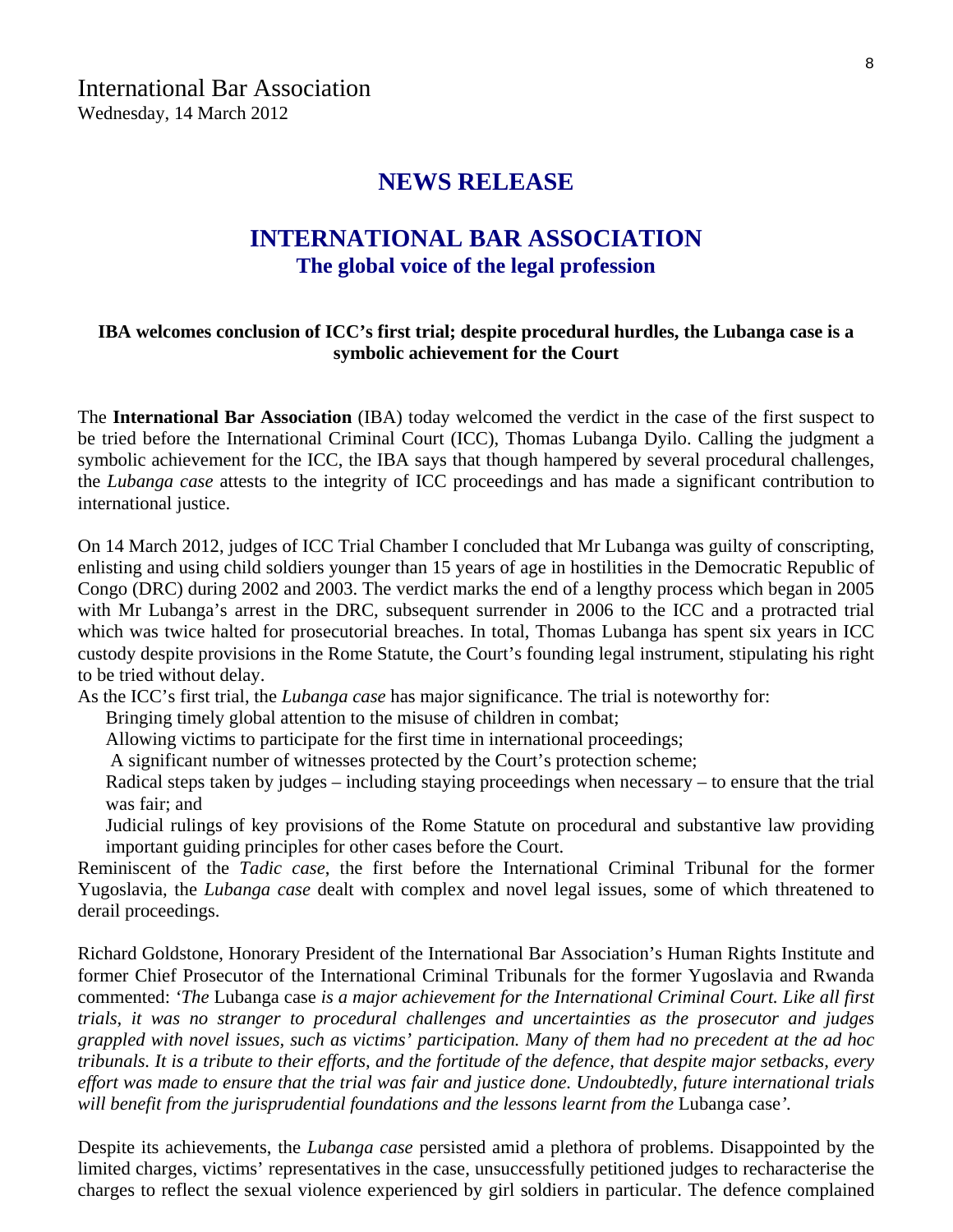International Bar Association
Wednesday, 14 March 2012

## NEWS RELEASE

# INTERNATIONAL BAR ASSOCIATION
### The global voice of the legal profession

**IBA welcomes conclusion of ICC's first trial; despite procedural hurdles, the Lubanga case is a symbolic achievement for the Court**

The **International Bar Association** (IBA) today welcomed the verdict in the case of the first suspect to be tried before the International Criminal Court (ICC), Thomas Lubanga Dyilo. Calling the judgment a symbolic achievement for the ICC, the IBA says that though hampered by several procedural challenges, the *Lubanga case* attests to the integrity of ICC proceedings and has made a significant contribution to international justice.

On 14 March 2012, judges of ICC Trial Chamber I concluded that Mr Lubanga was guilty of conscripting, enlisting and using child soldiers younger than 15 years of age in hostilities in the Democratic Republic of Congo (DRC) during 2002 and 2003. The verdict marks the end of a lengthy process which began in 2005 with Mr Lubanga's arrest in the DRC, subsequent surrender in 2006 to the ICC and a protracted trial which was twice halted for prosecutorial breaches. In total, Thomas Lubanga has spent six years in ICC custody despite provisions in the Rome Statute, the Court's founding legal instrument, stipulating his right to be tried without delay.

As the ICC's first trial, the *Lubanga case* has major significance. The trial is noteworthy for:

- Bringing timely global attention to the misuse of children in combat;
- Allowing victims to participate for the first time in international proceedings;
- A significant number of witnesses protected by the Court's protection scheme;
- Radical steps taken by judges – including staying proceedings when necessary – to ensure that the trial was fair; and
- Judicial rulings of key provisions of the Rome Statute on procedural and substantive law providing important guiding principles for other cases before the Court.

Reminiscent of the *Tadic case*, the first before the International Criminal Tribunal for the former Yugoslavia, the *Lubanga case* dealt with complex and novel legal issues, some of which threatened to derail proceedings.

Richard Goldstone, Honorary President of the International Bar Association's Human Rights Institute and former Chief Prosecutor of the International Criminal Tribunals for the former Yugoslavia and Rwanda commented: '*The* Lubanga case *is a major achievement for the International Criminal Court. Like all first trials, it was no stranger to procedural challenges and uncertainties as the prosecutor and judges grappled with novel issues, such as victims' participation. Many of them had no precedent at the ad hoc tribunals. It is a tribute to their efforts, and the fortitude of the defence, that despite major setbacks, every effort was made to ensure that the trial was fair and justice done. Undoubtedly, future international trials will benefit from the jurisprudential foundations and the lessons learnt from the* Lubanga case'.

Despite its achievements, the *Lubanga case* persisted amid a plethora of problems. Disappointed by the limited charges, victims' representatives in the case, unsuccessfully petitioned judges to recharacterise the charges to reflect the sexual violence experienced by girl soldiers in particular. The defence complained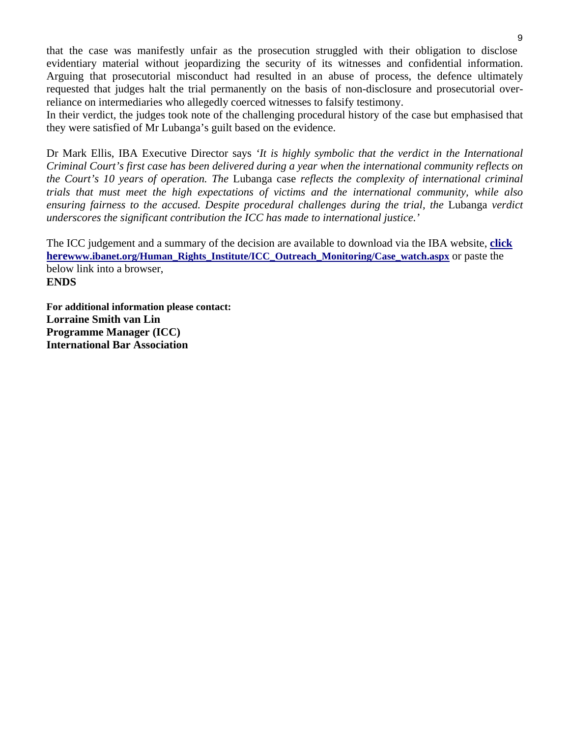that the case was manifestly unfair as the prosecution struggled with their obligation to disclose evidentiary material without jeopardizing the security of its witnesses and confidential information. Arguing that prosecutorial misconduct had resulted in an abuse of process, the defence ultimately requested that judges halt the trial permanently on the basis of non-disclosure and prosecutorial over-reliance on intermediaries who allegedly coerced witnesses to falsify testimony.

In their verdict, the judges took note of the challenging procedural history of the case but emphasised that they were satisfied of Mr Lubanga's guilt based on the evidence.

Dr Mark Ellis, IBA Executive Director says *'It is highly symbolic that the verdict in the International Criminal Court's first case has been delivered during a year when the international community reflects on the Court's 10 years of operation. The* Lubanga case *reflects the complexity of international criminal trials that must meet the high expectations of victims and the international community, while also ensuring fairness to the accused. Despite procedural challenges during the trial, the* Lubanga *verdict underscores the significant contribution the ICC has made to international justice.'*

The ICC judgement and a summary of the decision are available to download via the IBA website, **click herewww.ibanet.org/Human_Rights_Institute/ICC_Outreach_Monitoring/Case_watch.aspx** or paste the below link into a browser,

**ENDS**

**For additional information please contact:**
**Lorraine Smith van Lin**
**Programme Manager (ICC)**
**International Bar Association**